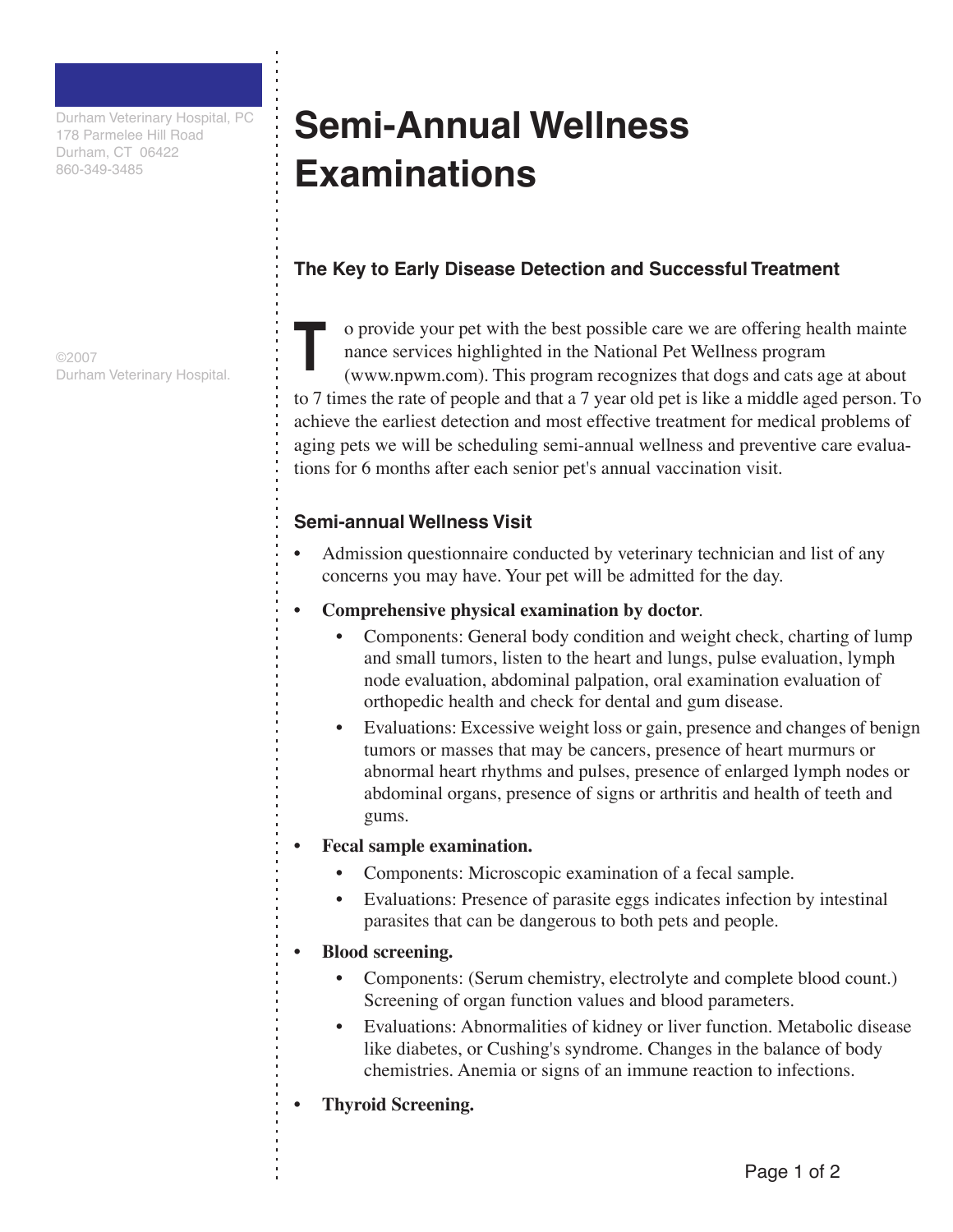Durham Veterinary Hospital, PC
178 Parmelee Hill Road
Durham, CT 06422
860-349-3485

©2007
Durham Veterinary Hospital.

# Semi-Annual Wellness Examinations

### The Key to Early Disease Detection and Successful Treatment

To provide your pet with the best possible care we are offering health maintenance services highlighted in the National Pet Wellness program (www.npwm.com). This program recognizes that dogs and cats age at about to 7 times the rate of people and that a 7 year old pet is like a middle aged person. To achieve the earliest detection and most effective treatment for medical problems of aging pets we will be scheduling semi-annual wellness and preventive care evaluations for 6 months after each senior pet's annual vaccination visit.

### Semi-annual Wellness Visit

- Admission questionnaire conducted by veterinary technician and list of any concerns you may have. Your pet will be admitted for the day.
- **Comprehensive physical examination by doctor**.
  - Components: General body condition and weight check, charting of lump and small tumors, listen to the heart and lungs, pulse evaluation, lymph node evaluation, abdominal palpation, oral examination evaluation of orthopedic health and check for dental and gum disease.
  - Evaluations: Excessive weight loss or gain, presence and changes of benign tumors or masses that may be cancers, presence of heart murmurs or abnormal heart rhythms and pulses, presence of enlarged lymph nodes or abdominal organs, presence of signs or arthritis and health of teeth and gums.
- **Fecal sample examination.**
  - Components: Microscopic examination of a fecal sample.
  - Evaluations: Presence of parasite eggs indicates infection by intestinal parasites that can be dangerous to both pets and people.
- **Blood screening.**
  - Components: (Serum chemistry, electrolyte and complete blood count.) Screening of organ function values and blood parameters.
  - Evaluations: Abnormalities of kidney or liver function. Metabolic disease like diabetes, or Cushing's syndrome. Changes in the balance of body chemistries. Anemia or signs of an immune reaction to infections.
- **Thyroid Screening.**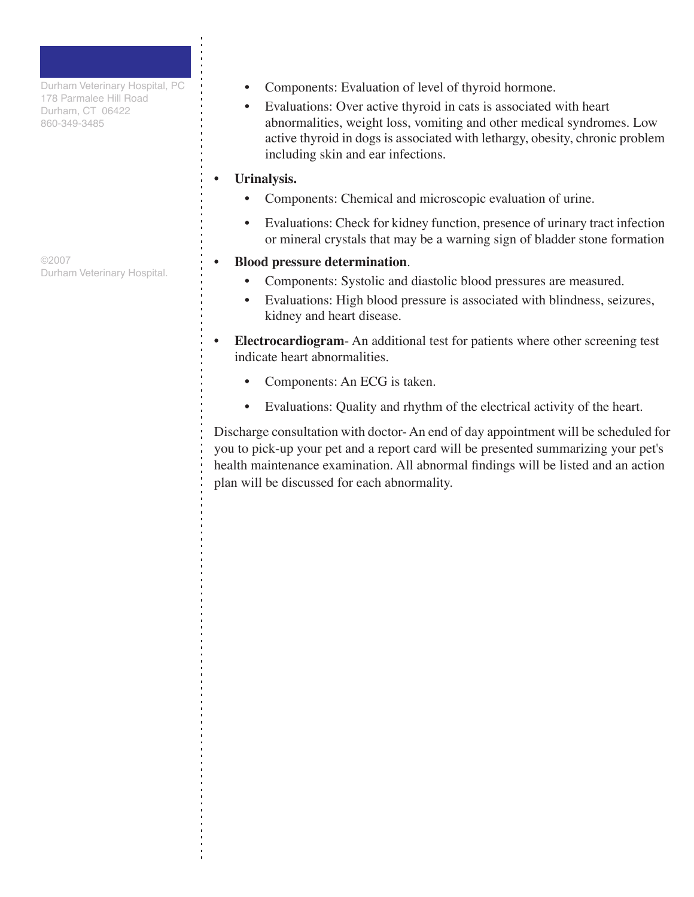Durham Veterinary Hospital, PC
178 Parmalee Hill Road
Durham, CT 06422
860-349-3485

©2007
Durham Veterinary Hospital.

- Components: Evaluation of level of thyroid hormone.
- Evaluations: Over active thyroid in cats is associated with heart abnormalities, weight loss, vomiting and other medical syndromes. Low active thyroid in dogs is associated with lethargy, obesity, chronic problem including skin and ear infections.

- **Urinalysis.**
    - Components: Chemical and microscopic evaluation of urine.
    - Evaluations: Check for kidney function, presence of urinary tract infection or mineral crystals that may be a warning sign of bladder stone formation
- **Blood pressure determination**.
    - Components: Systolic and diastolic blood pressures are measured.
    - Evaluations: High blood pressure is associated with blindness, seizures, kidney and heart disease.
- **Electrocardiogram**- An additional test for patients where other screening test indicate heart abnormalities.
    - Components: An ECG is taken.
    - Evaluations: Quality and rhythm of the electrical activity of the heart.

Discharge consultation with doctor- An end of day appointment will be scheduled for you to pick-up your pet and a report card will be presented summarizing your pet's health maintenance examination. All abnormal findings will be listed and an action plan will be discussed for each abnormality.